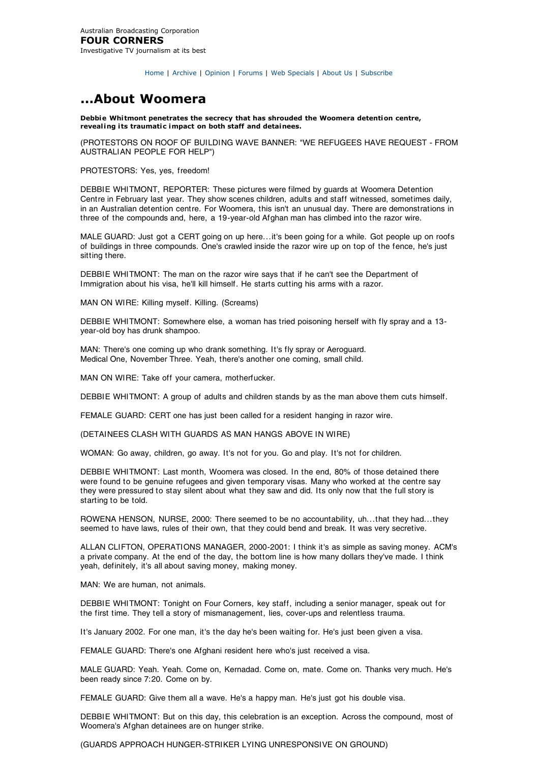Australian Broadcasting Corporation
**FOUR CORNERS**
Investigative TV journalism at its best

Home | Archive | Opinion | Forums | Web Specials | About Us | Subscribe

# ...About Woomera

**Debbie Whitmont penetrates the secrecy that has shrouded the Woomera detention centre, revealing its traumatic impact on both staff and detainees.**

(PROTESTORS ON ROOF OF BUILDING WAVE BANNER: "WE REFUGEES HAVE REQUEST - FROM AUSTRALIAN PEOPLE FOR HELP")

PROTESTORS: Yes, yes, freedom!

DEBBIE WHITMONT, REPORTER: These pictures were filmed by guards at Woomera Detention Centre in February last year. They show scenes children, adults and staff witnessed, sometimes daily, in an Australian detention centre. For Woomera, this isn't an unusual day. There are demonstrations in three of the compounds and, here, a 19-year-old Afghan man has climbed into the razor wire.

MALE GUARD: Just got a CERT going on up here...it's been going for a while. Got people up on roofs of buildings in three compounds. One's crawled inside the razor wire up on top of the fence, he's just sitting there.

DEBBIE WHITMONT: The man on the razor wire says that if he can't see the Department of Immigration about his visa, he'll kill himself. He starts cutting his arms with a razor.

MAN ON WIRE: Killing myself. Killing. (Screams)

DEBBIE WHITMONT: Somewhere else, a woman has tried poisoning herself with fly spray and a 13-year-old boy has drunk shampoo.

MAN: There's one coming up who drank something. It's fly spray or Aeroguard.
Medical One, November Three. Yeah, there's another one coming, small child.

MAN ON WIRE: Take off your camera, motherfucker.

DEBBIE WHITMONT: A group of adults and children stands by as the man above them cuts himself.

FEMALE GUARD: CERT one has just been called for a resident hanging in razor wire.

(DETAINEES CLASH WITH GUARDS AS MAN HANGS ABOVE IN WIRE)

WOMAN: Go away, children, go away. It's not for you. Go and play. It's not for children.

DEBBIE WHITMONT: Last month, Woomera was closed. In the end, 80% of those detained there were found to be genuine refugees and given temporary visas. Many who worked at the centre say they were pressured to stay silent about what they saw and did. Its only now that the full story is starting to be told.

ROWENA HENSON, NURSE, 2000: There seemed to be no accountability, uh...that they had...they seemed to have laws, rules of their own, that they could bend and break. It was very secretive.

ALLAN CLIFTON, OPERATIONS MANAGER, 2000-2001: I think it's as simple as saving money. ACM's a private company. At the end of the day, the bottom line is how many dollars they've made. I think yeah, definitely, it's all about saving money, making money.

MAN: We are human, not animals.

DEBBIE WHITMONT: Tonight on Four Corners, key staff, including a senior manager, speak out for the first time. They tell a story of mismanagement, lies, cover-ups and relentless trauma.

It's January 2002. For one man, it's the day he's been waiting for. He's just been given a visa.

FEMALE GUARD: There's one Afghani resident here who's just received a visa.

MALE GUARD: Yeah. Yeah. Come on, Kernadad. Come on, mate. Come on. Thanks very much. He's been ready since 7:20. Come on by.

FEMALE GUARD: Give them all a wave. He's a happy man. He's just got his double visa.

DEBBIE WHITMONT: But on this day, this celebration is an exception. Across the compound, most of Woomera's Afghan detainees are on hunger strike.

(GUARDS APPROACH HUNGER-STRIKER LYING UNRESPONSIVE ON GROUND)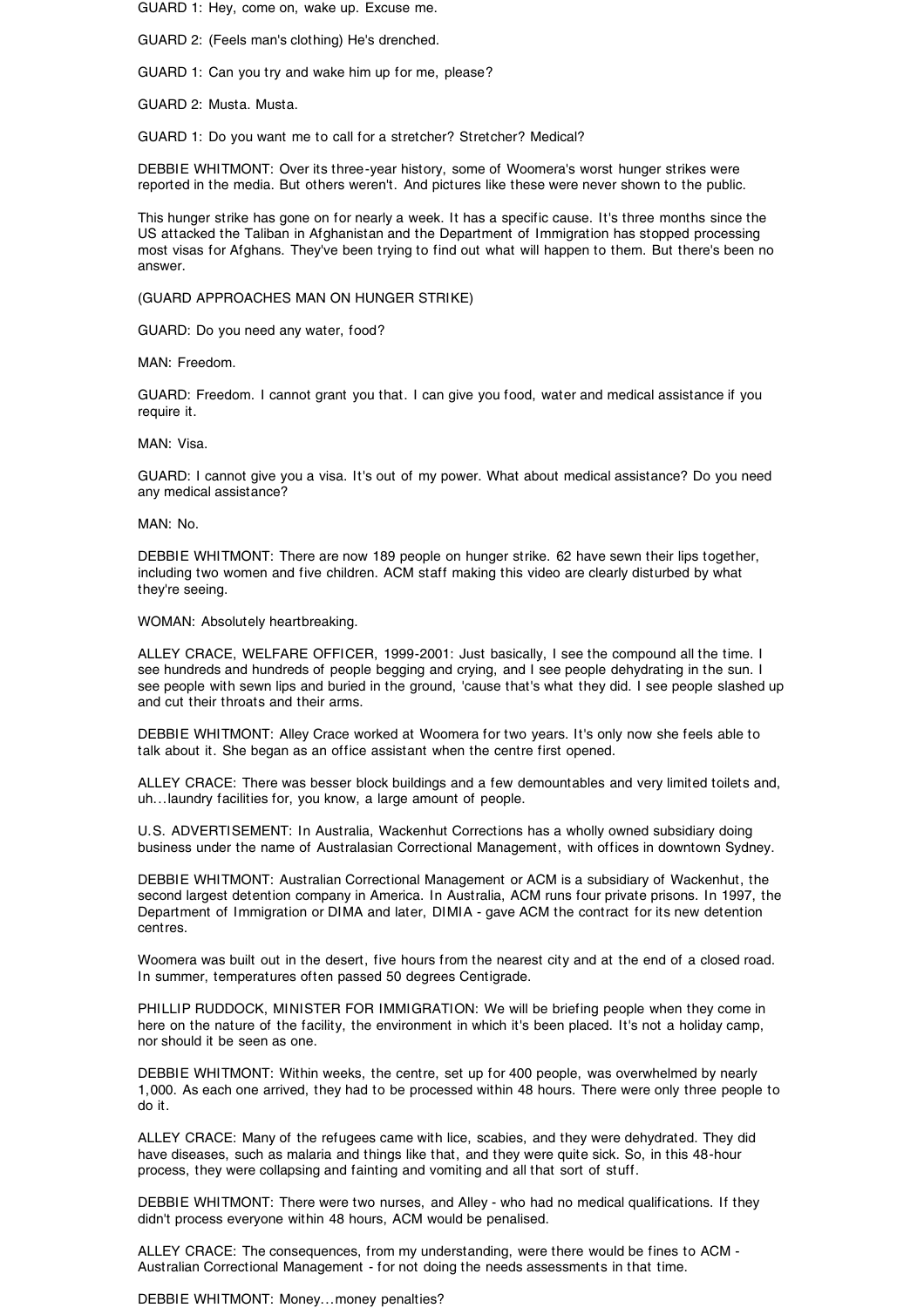GUARD 1: Hey, come on, wake up. Excuse me.

GUARD 2: (Feels man's clothing) He's drenched.

GUARD 1: Can you try and wake him up for me, please?

GUARD 2: Musta. Musta.

GUARD 1: Do you want me to call for a stretcher? Stretcher? Medical?

DEBBIE WHITMONT: Over its three-year history, some of Woomera's worst hunger strikes were reported in the media. But others weren't. And pictures like these were never shown to the public.

This hunger strike has gone on for nearly a week. It has a specific cause. It's three months since the US attacked the Taliban in Afghanistan and the Department of Immigration has stopped processing most visas for Afghans. They've been trying to find out what will happen to them. But there's been no answer.

(GUARD APPROACHES MAN ON HUNGER STRIKE)

GUARD: Do you need any water, food?

MAN: Freedom.

GUARD: Freedom. I cannot grant you that. I can give you food, water and medical assistance if you require it.

MAN: Visa.

GUARD: I cannot give you a visa. It's out of my power. What about medical assistance? Do you need any medical assistance?

MAN: No.

DEBBIE WHITMONT: There are now 189 people on hunger strike. 62 have sewn their lips together, including two women and five children. ACM staff making this video are clearly disturbed by what they're seeing.

WOMAN: Absolutely heartbreaking.

ALLEY CRACE, WELFARE OFFICER, 1999-2001: Just basically, I see the compound all the time. I see hundreds and hundreds of people begging and crying, and I see people dehydrating in the sun. I see people with sewn lips and buried in the ground, 'cause that's what they did. I see people slashed up and cut their throats and their arms.

DEBBIE WHITMONT: Alley Crace worked at Woomera for two years. It's only now she feels able to talk about it. She began as an office assistant when the centre first opened.

ALLEY CRACE: There was besser block buildings and a few demountables and very limited toilets and, uh...laundry facilities for, you know, a large amount of people.

U.S. ADVERTISEMENT: In Australia, Wackenhut Corrections has a wholly owned subsidiary doing business under the name of Australasian Correctional Management, with offices in downtown Sydney.

DEBBIE WHITMONT: Australian Correctional Management or ACM is a subsidiary of Wackenhut, the second largest detention company in America. In Australia, ACM runs four private prisons. In 1997, the Department of Immigration or DIMA and later, DIMIA - gave ACM the contract for its new detention centres.

Woomera was built out in the desert, five hours from the nearest city and at the end of a closed road. In summer, temperatures often passed 50 degrees Centigrade.

PHILLIP RUDDOCK, MINISTER FOR IMMIGRATION: We will be briefing people when they come in here on the nature of the facility, the environment in which it's been placed. It's not a holiday camp, nor should it be seen as one.

DEBBIE WHITMONT: Within weeks, the centre, set up for 400 people, was overwhelmed by nearly 1,000. As each one arrived, they had to be processed within 48 hours. There were only three people to do it.

ALLEY CRACE: Many of the refugees came with lice, scabies, and they were dehydrated. They did have diseases, such as malaria and things like that, and they were quite sick. So, in this 48-hour process, they were collapsing and fainting and vomiting and all that sort of stuff.

DEBBIE WHITMONT: There were two nurses, and Alley - who had no medical qualifications. If they didn't process everyone within 48 hours, ACM would be penalised.

ALLEY CRACE: The consequences, from my understanding, were there would be fines to ACM - Australian Correctional Management - for not doing the needs assessments in that time.

DEBBIE WHITMONT: Money...money penalties?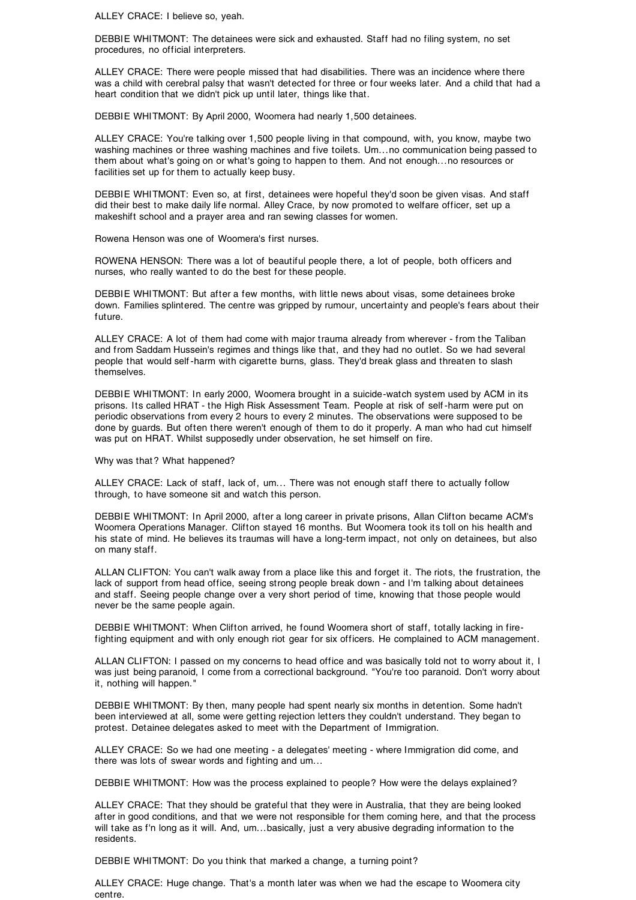ALLEY CRACE: I believe so, yeah.

DEBBIE WHITMONT: The detainees were sick and exhausted. Staff had no filing system, no set procedures, no official interpreters.

ALLEY CRACE: There were people missed that had disabilities. There was an incidence where there was a child with cerebral palsy that wasn't detected for three or four weeks later. And a child that had a heart condition that we didn't pick up until later, things like that.

DEBBIE WHITMONT: By April 2000, Woomera had nearly 1,500 detainees.

ALLEY CRACE: You're talking over 1,500 people living in that compound, with, you know, maybe two washing machines or three washing machines and five toilets. Um...no communication being passed to them about what's going on or what's going to happen to them. And not enough...no resources or facilities set up for them to actually keep busy.

DEBBIE WHITMONT: Even so, at first, detainees were hopeful they'd soon be given visas. And staff did their best to make daily life normal. Alley Crace, by now promoted to welfare officer, set up a makeshift school and a prayer area and ran sewing classes for women.

Rowena Henson was one of Woomera's first nurses.

ROWENA HENSON: There was a lot of beautiful people there, a lot of people, both officers and nurses, who really wanted to do the best for these people.

DEBBIE WHITMONT: But after a few months, with little news about visas, some detainees broke down. Families splintered. The centre was gripped by rumour, uncertainty and people's fears about their future.

ALLEY CRACE: A lot of them had come with major trauma already from wherever - from the Taliban and from Saddam Hussein's regimes and things like that, and they had no outlet. So we had several people that would self-harm with cigarette burns, glass. They'd break glass and threaten to slash themselves.

DEBBIE WHITMONT: In early 2000, Woomera brought in a suicide-watch system used by ACM in its prisons. Its called HRAT - the High Risk Assessment Team. People at risk of self-harm were put on periodic observations from every 2 hours to every 2 minutes. The observations were supposed to be done by guards. But often there weren't enough of them to do it properly. A man who had cut himself was put on HRAT. Whilst supposedly under observation, he set himself on fire.

Why was that? What happened?

ALLEY CRACE: Lack of staff, lack of, um... There was not enough staff there to actually follow through, to have someone sit and watch this person.

DEBBIE WHITMONT: In April 2000, after a long career in private prisons, Allan Clifton became ACM's Woomera Operations Manager. Clifton stayed 16 months. But Woomera took its toll on his health and his state of mind. He believes its traumas will have a long-term impact, not only on detainees, but also on many staff.

ALLAN CLIFTON: You can't walk away from a place like this and forget it. The riots, the frustration, the lack of support from head office, seeing strong people break down - and I'm talking about detainees and staff. Seeing people change over a very short period of time, knowing that those people would never be the same people again.

DEBBIE WHITMONT: When Clifton arrived, he found Woomera short of staff, totally lacking in fire-fighting equipment and with only enough riot gear for six officers. He complained to ACM management.

ALLAN CLIFTON: I passed on my concerns to head office and was basically told not to worry about it, I was just being paranoid, I come from a correctional background. "You're too paranoid. Don't worry about it, nothing will happen."

DEBBIE WHITMONT: By then, many people had spent nearly six months in detention. Some hadn't been interviewed at all, some were getting rejection letters they couldn't understand. They began to protest. Detainee delegates asked to meet with the Department of Immigration.

ALLEY CRACE: So we had one meeting - a delegates' meeting - where Immigration did come, and there was lots of swear words and fighting and um...

DEBBIE WHITMONT: How was the process explained to people? How were the delays explained?

ALLEY CRACE: That they should be grateful that they were in Australia, that they are being looked after in good conditions, and that we were not responsible for them coming here, and that the process will take as f'n long as it will. And, um...basically, just a very abusive degrading information to the residents.

DEBBIE WHITMONT: Do you think that marked a change, a turning point?

ALLEY CRACE: Huge change. That's a month later was when we had the escape to Woomera city centre.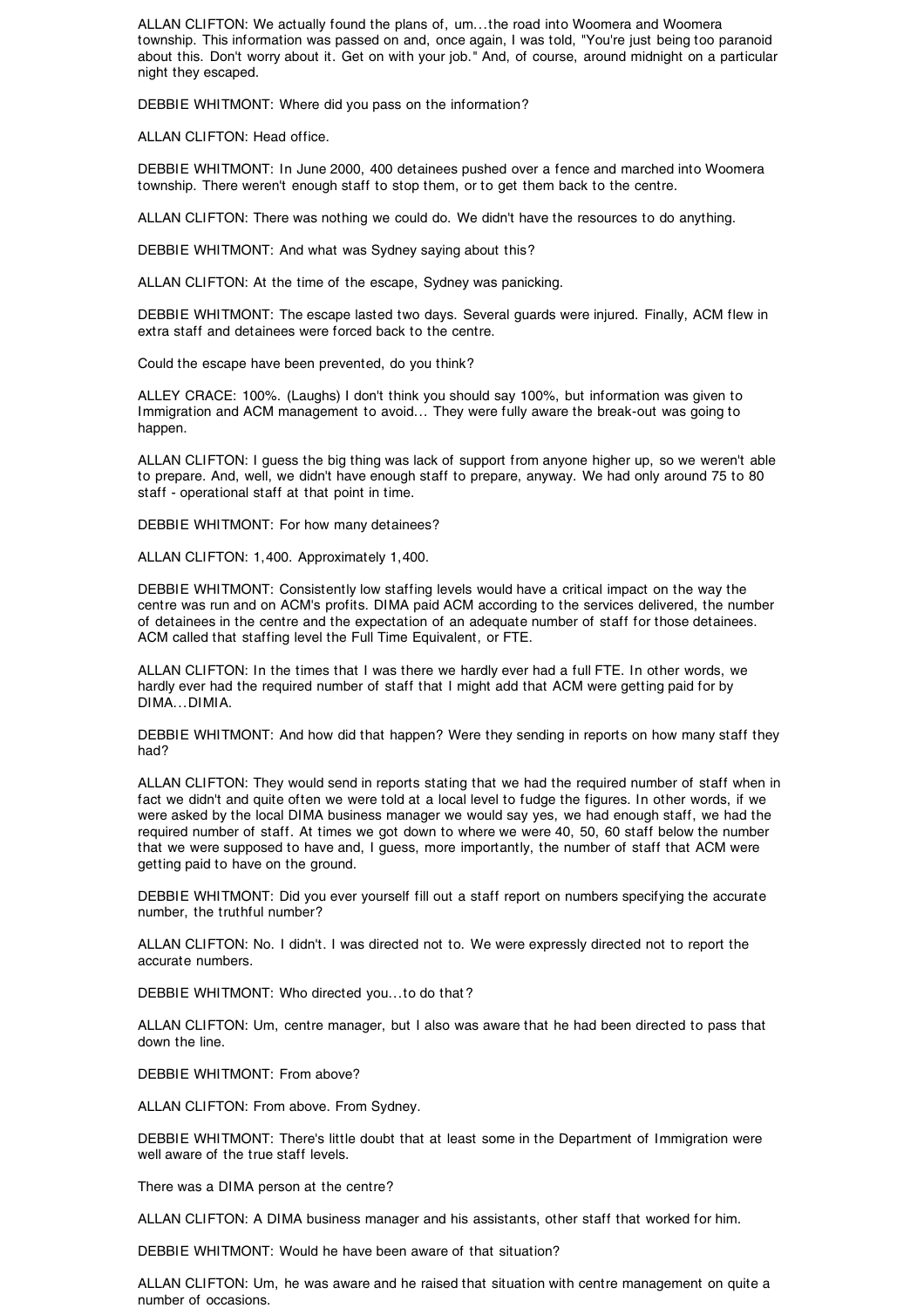ALLAN CLIFTON: We actually found the plans of, um...the road into Woomera and Woomera township. This information was passed on and, once again, I was told, "You're just being too paranoid about this. Don't worry about it. Get on with your job." And, of course, around midnight on a particular night they escaped.

DEBBIE WHITMONT: Where did you pass on the information?

ALLAN CLIFTON: Head office.

DEBBIE WHITMONT: In June 2000, 400 detainees pushed over a fence and marched into Woomera township. There weren't enough staff to stop them, or to get them back to the centre.

ALLAN CLIFTON: There was nothing we could do. We didn't have the resources to do anything.

DEBBIE WHITMONT: And what was Sydney saying about this?

ALLAN CLIFTON: At the time of the escape, Sydney was panicking.

DEBBIE WHITMONT: The escape lasted two days. Several guards were injured. Finally, ACM flew in extra staff and detainees were forced back to the centre.

Could the escape have been prevented, do you think?

ALLEY CRACE: 100%. (Laughs) I don't think you should say 100%, but information was given to Immigration and ACM management to avoid... They were fully aware the break-out was going to happen.

ALLAN CLIFTON: I guess the big thing was lack of support from anyone higher up, so we weren't able to prepare. And, well, we didn't have enough staff to prepare, anyway. We had only around 75 to 80 staff - operational staff at that point in time.

DEBBIE WHITMONT: For how many detainees?

ALLAN CLIFTON: 1,400. Approximately 1,400.

DEBBIE WHITMONT: Consistently low staffing levels would have a critical impact on the way the centre was run and on ACM's profits. DIMA paid ACM according to the services delivered, the number of detainees in the centre and the expectation of an adequate number of staff for those detainees. ACM called that staffing level the Full Time Equivalent, or FTE.

ALLAN CLIFTON: In the times that I was there we hardly ever had a full FTE. In other words, we hardly ever had the required number of staff that I might add that ACM were getting paid for by DIMA...DIMIA.

DEBBIE WHITMONT: And how did that happen? Were they sending in reports on how many staff they had?

ALLAN CLIFTON: They would send in reports stating that we had the required number of staff when in fact we didn't and quite often we were told at a local level to fudge the figures. In other words, if we were asked by the local DIMA business manager we would say yes, we had enough staff, we had the required number of staff. At times we got down to where we were 40, 50, 60 staff below the number that we were supposed to have and, I guess, more importantly, the number of staff that ACM were getting paid to have on the ground.

DEBBIE WHITMONT: Did you ever yourself fill out a staff report on numbers specifying the accurate number, the truthful number?

ALLAN CLIFTON: No. I didn't. I was directed not to. We were expressly directed not to report the accurate numbers.

DEBBIE WHITMONT: Who directed you...to do that?

ALLAN CLIFTON: Um, centre manager, but I also was aware that he had been directed to pass that down the line.

DEBBIE WHITMONT: From above?

ALLAN CLIFTON: From above. From Sydney.

DEBBIE WHITMONT: There's little doubt that at least some in the Department of Immigration were well aware of the true staff levels.

There was a DIMA person at the centre?

ALLAN CLIFTON: A DIMA business manager and his assistants, other staff that worked for him.

DEBBIE WHITMONT: Would he have been aware of that situation?

ALLAN CLIFTON: Um, he was aware and he raised that situation with centre management on quite a number of occasions.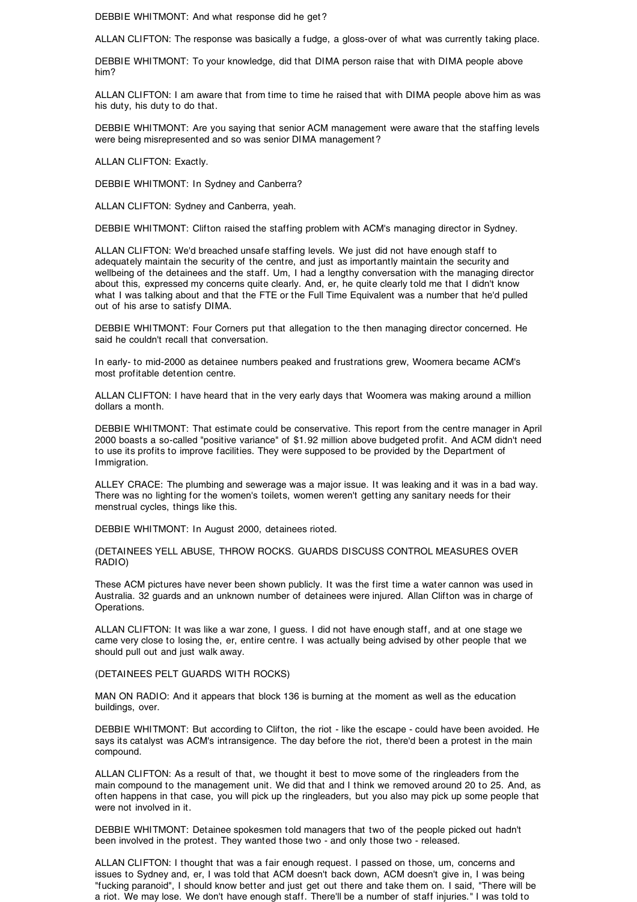DEBBIE WHITMONT: And what response did he get?

ALLAN CLIFTON: The response was basically a fudge, a gloss-over of what was currently taking place.

DEBBIE WHITMONT: To your knowledge, did that DIMA person raise that with DIMA people above him?

ALLAN CLIFTON: I am aware that from time to time he raised that with DIMA people above him as was his duty, his duty to do that.

DEBBIE WHITMONT: Are you saying that senior ACM management were aware that the staffing levels were being misrepresented and so was senior DIMA management?

ALLAN CLIFTON: Exactly.

DEBBIE WHITMONT: In Sydney and Canberra?

ALLAN CLIFTON: Sydney and Canberra, yeah.

DEBBIE WHITMONT: Clifton raised the staffing problem with ACM's managing director in Sydney.

ALLAN CLIFTON: We'd breached unsafe staffing levels. We just did not have enough staff to adequately maintain the security of the centre, and just as importantly maintain the security and wellbeing of the detainees and the staff. Um, I had a lengthy conversation with the managing director about this, expressed my concerns quite clearly. And, er, he quite clearly told me that I didn't know what I was talking about and that the FTE or the Full Time Equivalent was a number that he'd pulled out of his arse to satisfy DIMA.

DEBBIE WHITMONT: Four Corners put that allegation to the then managing director concerned. He said he couldn't recall that conversation.

In early- to mid-2000 as detainee numbers peaked and frustrations grew, Woomera became ACM's most profitable detention centre.

ALLAN CLIFTON: I have heard that in the very early days that Woomera was making around a million dollars a month.

DEBBIE WHITMONT: That estimate could be conservative. This report from the centre manager in April 2000 boasts a so-called "positive variance" of $1.92 million above budgeted profit. And ACM didn't need to use its profits to improve facilities. They were supposed to be provided by the Department of Immigration.

ALLEY CRACE: The plumbing and sewerage was a major issue. It was leaking and it was in a bad way. There was no lighting for the women's toilets, women weren't getting any sanitary needs for their menstrual cycles, things like this.

DEBBIE WHITMONT: In August 2000, detainees rioted.

(DETAINEES YELL ABUSE, THROW ROCKS. GUARDS DISCUSS CONTROL MEASURES OVER RADIO)

These ACM pictures have never been shown publicly. It was the first time a water cannon was used in Australia. 32 guards and an unknown number of detainees were injured. Allan Clifton was in charge of Operations.

ALLAN CLIFTON: It was like a war zone, I guess. I did not have enough staff, and at one stage we came very close to losing the, er, entire centre. I was actually being advised by other people that we should pull out and just walk away.

(DETAINEES PELT GUARDS WITH ROCKS)

MAN ON RADIO: And it appears that block 136 is burning at the moment as well as the education buildings, over.

DEBBIE WHITMONT: But according to Clifton, the riot - like the escape - could have been avoided. He says its catalyst was ACM's intransigence. The day before the riot, there'd been a protest in the main compound.

ALLAN CLIFTON: As a result of that, we thought it best to move some of the ringleaders from the main compound to the management unit. We did that and I think we removed around 20 to 25. And, as often happens in that case, you will pick up the ringleaders, but you also may pick up some people that were not involved in it.

DEBBIE WHITMONT: Detainee spokesmen told managers that two of the people picked out hadn't been involved in the protest. They wanted those two - and only those two - released.

ALLAN CLIFTON: I thought that was a fair enough request. I passed on those, um, concerns and issues to Sydney and, er, I was told that ACM doesn't back down, ACM doesn't give in, I was being "fucking paranoid", I should know better and just get out there and take them on. I said, "There will be a riot. We may lose. We don't have enough staff. There'll be a number of staff injuries." I was told to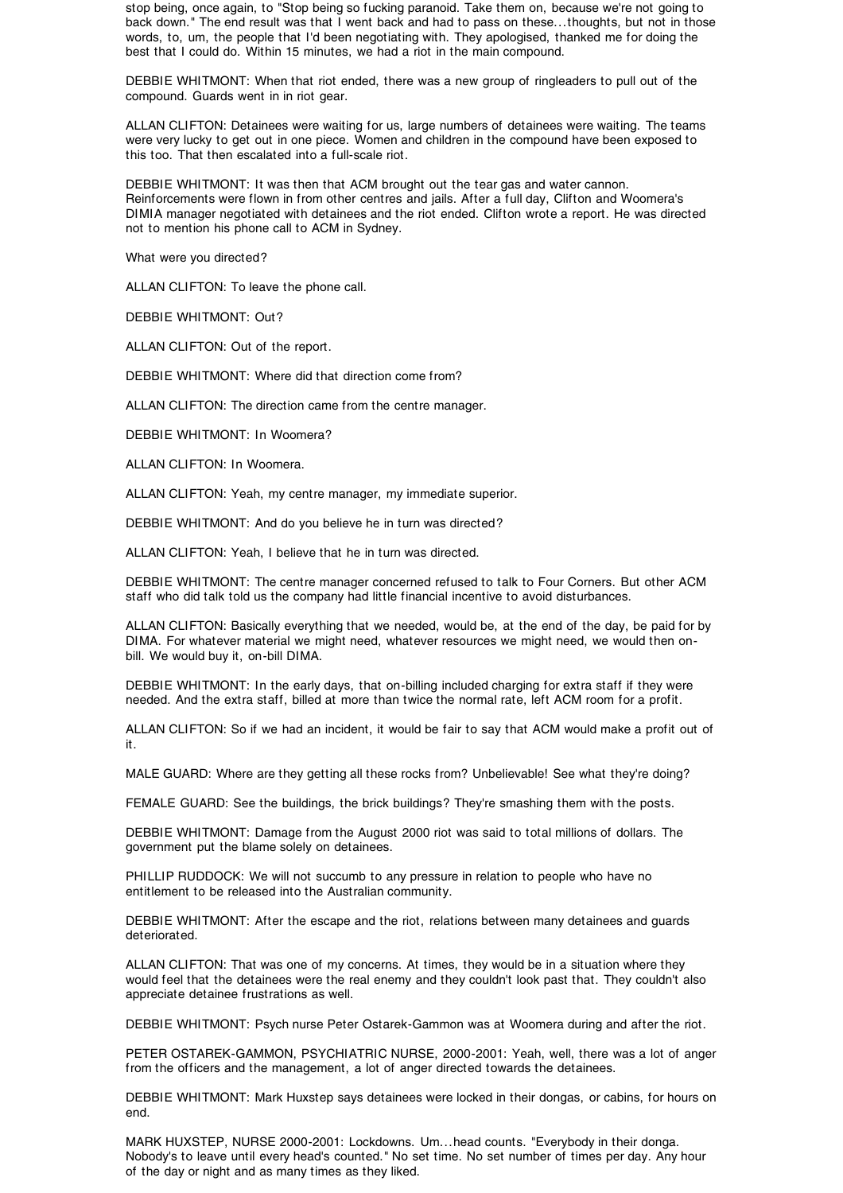stop being, once again, to "Stop being so fucking paranoid. Take them on, because we're not going to back down." The end result was that I went back and had to pass on these...thoughts, but not in those words, to, um, the people that I'd been negotiating with. They apologised, thanked me for doing the best that I could do. Within 15 minutes, we had a riot in the main compound.

DEBBIE WHITMONT: When that riot ended, there was a new group of ringleaders to pull out of the compound. Guards went in in riot gear.

ALLAN CLIFTON: Detainees were waiting for us, large numbers of detainees were waiting. The teams were very lucky to get out in one piece. Women and children in the compound have been exposed to this too. That then escalated into a full-scale riot.

DEBBIE WHITMONT: It was then that ACM brought out the tear gas and water cannon. Reinforcements were flown in from other centres and jails. After a full day, Clifton and Woomera's DIMIA manager negotiated with detainees and the riot ended. Clifton wrote a report. He was directed not to mention his phone call to ACM in Sydney.

What were you directed?

ALLAN CLIFTON: To leave the phone call.

DEBBIE WHITMONT: Out?

ALLAN CLIFTON: Out of the report.

DEBBIE WHITMONT: Where did that direction come from?

ALLAN CLIFTON: The direction came from the centre manager.

DEBBIE WHITMONT: In Woomera?

ALLAN CLIFTON: In Woomera.

ALLAN CLIFTON: Yeah, my centre manager, my immediate superior.

DEBBIE WHITMONT: And do you believe he in turn was directed?

ALLAN CLIFTON: Yeah, I believe that he in turn was directed.

DEBBIE WHITMONT: The centre manager concerned refused to talk to Four Corners. But other ACM staff who did talk told us the company had little financial incentive to avoid disturbances.

ALLAN CLIFTON: Basically everything that we needed, would be, at the end of the day, be paid for by DIMA. For whatever material we might need, whatever resources we might need, we would then on-bill. We would buy it, on-bill DIMA.

DEBBIE WHITMONT: In the early days, that on-billing included charging for extra staff if they were needed. And the extra staff, billed at more than twice the normal rate, left ACM room for a profit.

ALLAN CLIFTON: So if we had an incident, it would be fair to say that ACM would make a profit out of it.

MALE GUARD: Where are they getting all these rocks from? Unbelievable! See what they're doing?

FEMALE GUARD: See the buildings, the brick buildings? They're smashing them with the posts.

DEBBIE WHITMONT: Damage from the August 2000 riot was said to total millions of dollars. The government put the blame solely on detainees.

PHILLIP RUDDOCK: We will not succumb to any pressure in relation to people who have no entitlement to be released into the Australian community.

DEBBIE WHITMONT: After the escape and the riot, relations between many detainees and guards deteriorated.

ALLAN CLIFTON: That was one of my concerns. At times, they would be in a situation where they would feel that the detainees were the real enemy and they couldn't look past that. They couldn't also appreciate detainee frustrations as well.

DEBBIE WHITMONT: Psych nurse Peter Ostarek-Gammon was at Woomera during and after the riot.

PETER OSTAREK-GAMMON, PSYCHIATRIC NURSE, 2000-2001: Yeah, well, there was a lot of anger from the officers and the management, a lot of anger directed towards the detainees.

DEBBIE WHITMONT: Mark Huxstep says detainees were locked in their dongas, or cabins, for hours on end.

MARK HUXSTEP, NURSE 2000-2001: Lockdowns. Um...head counts. "Everybody in their donga. Nobody's to leave until every head's counted." No set time. No set number of times per day. Any hour of the day or night and as many times as they liked.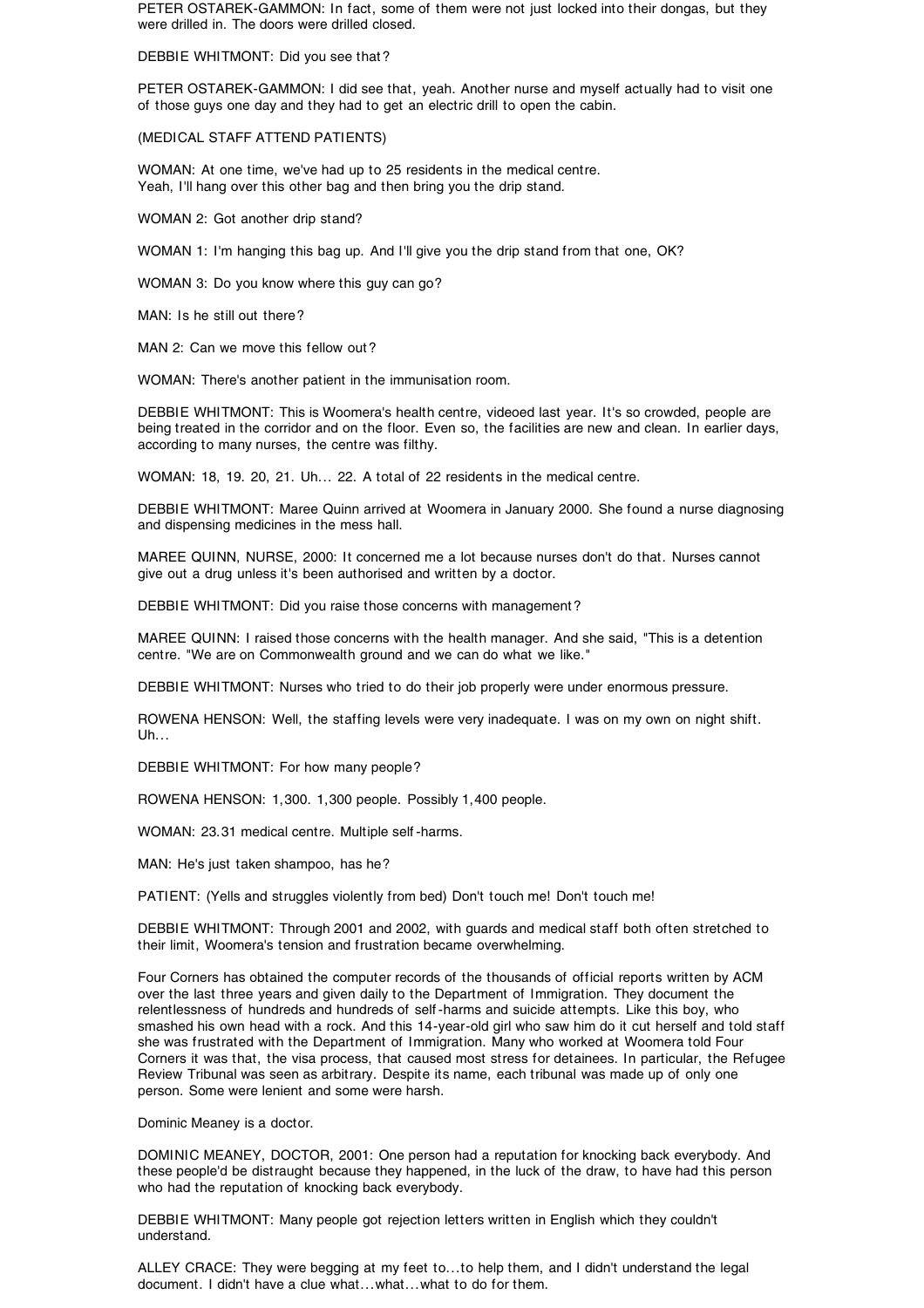PETER OSTAREK-GAMMON: In fact, some of them were not just locked into their dongas, but they were drilled in. The doors were drilled closed.

DEBBIE WHITMONT: Did you see that?

PETER OSTAREK-GAMMON: I did see that, yeah. Another nurse and myself actually had to visit one of those guys one day and they had to get an electric drill to open the cabin.

(MEDICAL STAFF ATTEND PATIENTS)

WOMAN: At one time, we've had up to 25 residents in the medical centre.
Yeah, I'll hang over this other bag and then bring you the drip stand.

WOMAN 2: Got another drip stand?

WOMAN 1: I'm hanging this bag up. And I'll give you the drip stand from that one, OK?

WOMAN 3: Do you know where this guy can go?

MAN: Is he still out there?

MAN 2: Can we move this fellow out?

WOMAN: There's another patient in the immunisation room.

DEBBIE WHITMONT: This is Woomera's health centre, videoed last year. It's so crowded, people are being treated in the corridor and on the floor. Even so, the facilities are new and clean. In earlier days, according to many nurses, the centre was filthy.

WOMAN: 18, 19. 20, 21. Uh... 22. A total of 22 residents in the medical centre.

DEBBIE WHITMONT: Maree Quinn arrived at Woomera in January 2000. She found a nurse diagnosing and dispensing medicines in the mess hall.

MAREE QUINN, NURSE, 2000: It concerned me a lot because nurses don't do that. Nurses cannot give out a drug unless it's been authorised and written by a doctor.

DEBBIE WHITMONT: Did you raise those concerns with management?

MAREE QUINN: I raised those concerns with the health manager. And she said, "This is a detention centre. "We are on Commonwealth ground and we can do what we like."

DEBBIE WHITMONT: Nurses who tried to do their job properly were under enormous pressure.

ROWENA HENSON: Well, the staffing levels were very inadequate. I was on my own on night shift. Uh...

DEBBIE WHITMONT: For how many people?

ROWENA HENSON: 1,300. 1,300 people. Possibly 1,400 people.

WOMAN: 23.31 medical centre. Multiple self-harms.

MAN: He's just taken shampoo, has he?

PATIENT: (Yells and struggles violently from bed) Don't touch me! Don't touch me!

DEBBIE WHITMONT: Through 2001 and 2002, with guards and medical staff both often stretched to their limit, Woomera's tension and frustration became overwhelming.

Four Corners has obtained the computer records of the thousands of official reports written by ACM over the last three years and given daily to the Department of Immigration. They document the relentlessness of hundreds and hundreds of self-harms and suicide attempts. Like this boy, who smashed his own head with a rock. And this 14-year-old girl who saw him do it cut herself and told staff she was frustrated with the Department of Immigration. Many who worked at Woomera told Four Corners it was that, the visa process, that caused most stress for detainees. In particular, the Refugee Review Tribunal was seen as arbitrary. Despite its name, each tribunal was made up of only one person. Some were lenient and some were harsh.

Dominic Meaney is a doctor.

DOMINIC MEANEY, DOCTOR, 2001: One person had a reputation for knocking back everybody. And these people'd be distraught because they happened, in the luck of the draw, to have had this person who had the reputation of knocking back everybody.

DEBBIE WHITMONT: Many people got rejection letters written in English which they couldn't understand.

ALLEY CRACE: They were begging at my feet to...to help them, and I didn't understand the legal document. I didn't have a clue what...what...what to do for them.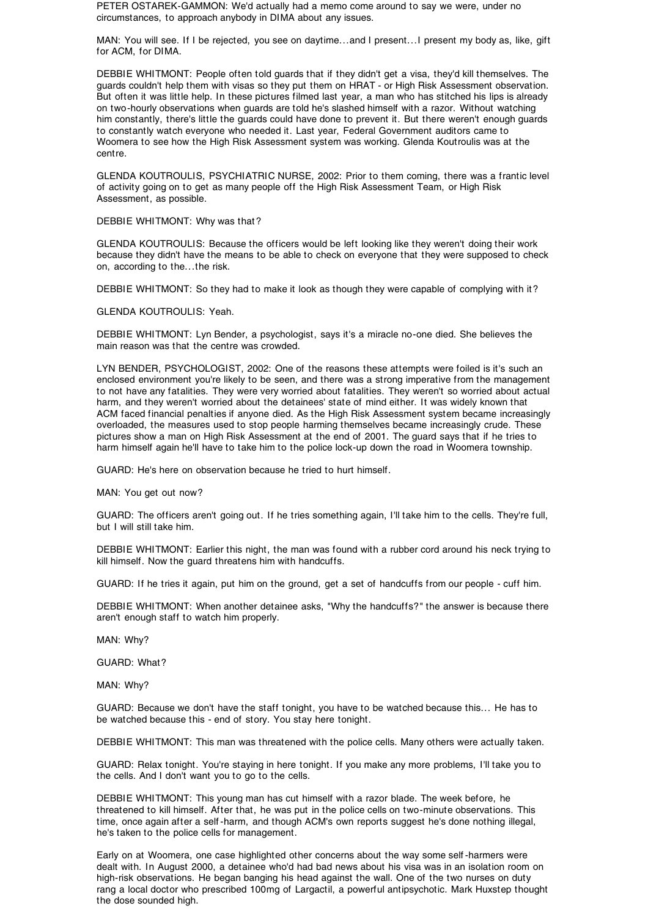PETER OSTAREK-GAMMON: We'd actually had a memo come around to say we were, under no circumstances, to approach anybody in DIMA about any issues.

MAN: You will see. If I be rejected, you see on daytime...and I present...I present my body as, like, gift for ACM, for DIMA.

DEBBIE WHITMONT: People often told guards that if they didn't get a visa, they'd kill themselves. The guards couldn't help them with visas so they put them on HRAT - or High Risk Assessment observation. But often it was little help. In these pictures filmed last year, a man who has stitched his lips is already on two-hourly observations when guards are told he's slashed himself with a razor. Without watching him constantly, there's little the guards could have done to prevent it. But there weren't enough guards to constantly watch everyone who needed it. Last year, Federal Government auditors came to Woomera to see how the High Risk Assessment system was working. Glenda Koutroulis was at the centre.

GLENDA KOUTROULIS, PSYCHIATRIC NURSE, 2002: Prior to them coming, there was a frantic level of activity going on to get as many people off the High Risk Assessment Team, or High Risk Assessment, as possible.

DEBBIE WHITMONT: Why was that?

GLENDA KOUTROULIS: Because the officers would be left looking like they weren't doing their work because they didn't have the means to be able to check on everyone that they were supposed to check on, according to the...the risk.

DEBBIE WHITMONT: So they had to make it look as though they were capable of complying with it?

GLENDA KOUTROULIS: Yeah.

DEBBIE WHITMONT: Lyn Bender, a psychologist, says it's a miracle no-one died. She believes the main reason was that the centre was crowded.

LYN BENDER, PSYCHOLOGIST, 2002: One of the reasons these attempts were foiled is it's such an enclosed environment you're likely to be seen, and there was a strong imperative from the management to not have any fatalities. They were very worried about fatalities. They weren't so worried about actual harm, and they weren't worried about the detainees' state of mind either. It was widely known that ACM faced financial penalties if anyone died. As the High Risk Assessment system became increasingly overloaded, the measures used to stop people harming themselves became increasingly crude. These pictures show a man on High Risk Assessment at the end of 2001. The guard says that if he tries to harm himself again he'll have to take him to the police lock-up down the road in Woomera township.

GUARD: He's here on observation because he tried to hurt himself.

MAN: You get out now?

GUARD: The officers aren't going out. If he tries something again, I'll take him to the cells. They're full, but I will still take him.

DEBBIE WHITMONT: Earlier this night, the man was found with a rubber cord around his neck trying to kill himself. Now the guard threatens him with handcuffs.

GUARD: If he tries it again, put him on the ground, get a set of handcuffs from our people - cuff him.

DEBBIE WHITMONT: When another detainee asks, "Why the handcuffs?" the answer is because there aren't enough staff to watch him properly.

MAN: Why?

GUARD: What?

MAN: Why?

GUARD: Because we don't have the staff tonight, you have to be watched because this... He has to be watched because this - end of story. You stay here tonight.

DEBBIE WHITMONT: This man was threatened with the police cells. Many others were actually taken.

GUARD: Relax tonight. You're staying in here tonight. If you make any more problems, I'll take you to the cells. And I don't want you to go to the cells.

DEBBIE WHITMONT: This young man has cut himself with a razor blade. The week before, he threatened to kill himself. After that, he was put in the police cells on two-minute observations. This time, once again after a self-harm, and though ACM's own reports suggest he's done nothing illegal, he's taken to the police cells for management.

Early on at Woomera, one case highlighted other concerns about the way some self-harmers were dealt with. In August 2000, a detainee who'd had bad news about his visa was in an isolation room on high-risk observations. He began banging his head against the wall. One of the two nurses on duty rang a local doctor who prescribed 100mg of Largactil, a powerful antipsychotic. Mark Huxstep thought the dose sounded high.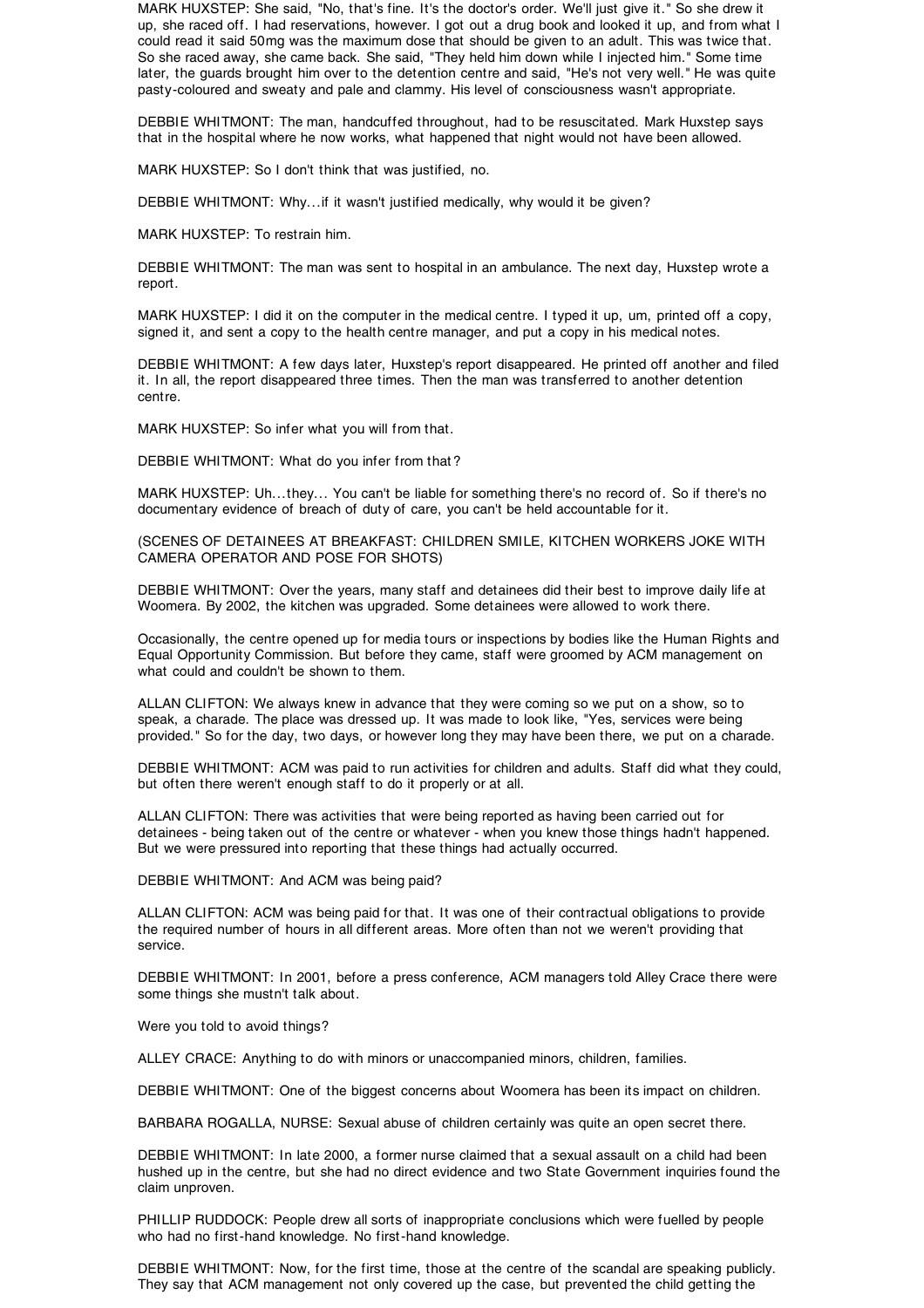MARK HUXSTEP: She said, "No, that's fine. It's the doctor's order. We'll just give it." So she drew it up, she raced off. I had reservations, however. I got out a drug book and looked it up, and from what I could read it said 50mg was the maximum dose that should be given to an adult. This was twice that. So she raced away, she came back. She said, "They held him down while I injected him." Some time later, the guards brought him over to the detention centre and said, "He's not very well." He was quite pasty-coloured and sweaty and pale and clammy. His level of consciousness wasn't appropriate.

DEBBIE WHITMONT: The man, handcuffed throughout, had to be resuscitated. Mark Huxstep says that in the hospital where he now works, what happened that night would not have been allowed.

MARK HUXSTEP: So I don't think that was justified, no.

DEBBIE WHITMONT: Why...if it wasn't justified medically, why would it be given?

MARK HUXSTEP: To restrain him.

DEBBIE WHITMONT: The man was sent to hospital in an ambulance. The next day, Huxstep wrote a report.

MARK HUXSTEP: I did it on the computer in the medical centre. I typed it up, um, printed off a copy, signed it, and sent a copy to the health centre manager, and put a copy in his medical notes.

DEBBIE WHITMONT: A few days later, Huxstep's report disappeared. He printed off another and filed it. In all, the report disappeared three times. Then the man was transferred to another detention centre.

MARK HUXSTEP: So infer what you will from that.

DEBBIE WHITMONT: What do you infer from that?

MARK HUXSTEP: Uh...they... You can't be liable for something there's no record of. So if there's no documentary evidence of breach of duty of care, you can't be held accountable for it.

(SCENES OF DETAINEES AT BREAKFAST: CHILDREN SMILE, KITCHEN WORKERS JOKE WITH CAMERA OPERATOR AND POSE FOR SHOTS)

DEBBIE WHITMONT: Over the years, many staff and detainees did their best to improve daily life at Woomera. By 2002, the kitchen was upgraded. Some detainees were allowed to work there.

Occasionally, the centre opened up for media tours or inspections by bodies like the Human Rights and Equal Opportunity Commission. But before they came, staff were groomed by ACM management on what could and couldn't be shown to them.

ALLAN CLIFTON: We always knew in advance that they were coming so we put on a show, so to speak, a charade. The place was dressed up. It was made to look like, "Yes, services were being provided." So for the day, two days, or however long they may have been there, we put on a charade.

DEBBIE WHITMONT: ACM was paid to run activities for children and adults. Staff did what they could, but often there weren't enough staff to do it properly or at all.

ALLAN CLIFTON: There was activities that were being reported as having been carried out for detainees - being taken out of the centre or whatever - when you knew those things hadn't happened. But we were pressured into reporting that these things had actually occurred.

DEBBIE WHITMONT: And ACM was being paid?

ALLAN CLIFTON: ACM was being paid for that. It was one of their contractual obligations to provide the required number of hours in all different areas. More often than not we weren't providing that service.

DEBBIE WHITMONT: In 2001, before a press conference, ACM managers told Alley Crace there were some things she mustn't talk about.

Were you told to avoid things?

ALLEY CRACE: Anything to do with minors or unaccompanied minors, children, families.

DEBBIE WHITMONT: One of the biggest concerns about Woomera has been its impact on children.

BARBARA ROGALLA, NURSE: Sexual abuse of children certainly was quite an open secret there.

DEBBIE WHITMONT: In late 2000, a former nurse claimed that a sexual assault on a child had been hushed up in the centre, but she had no direct evidence and two State Government inquiries found the claim unproven.

PHILLIP RUDDOCK: People drew all sorts of inappropriate conclusions which were fuelled by people who had no first-hand knowledge. No first-hand knowledge.

DEBBIE WHITMONT: Now, for the first time, those at the centre of the scandal are speaking publicly. They say that ACM management not only covered up the case, but prevented the child getting the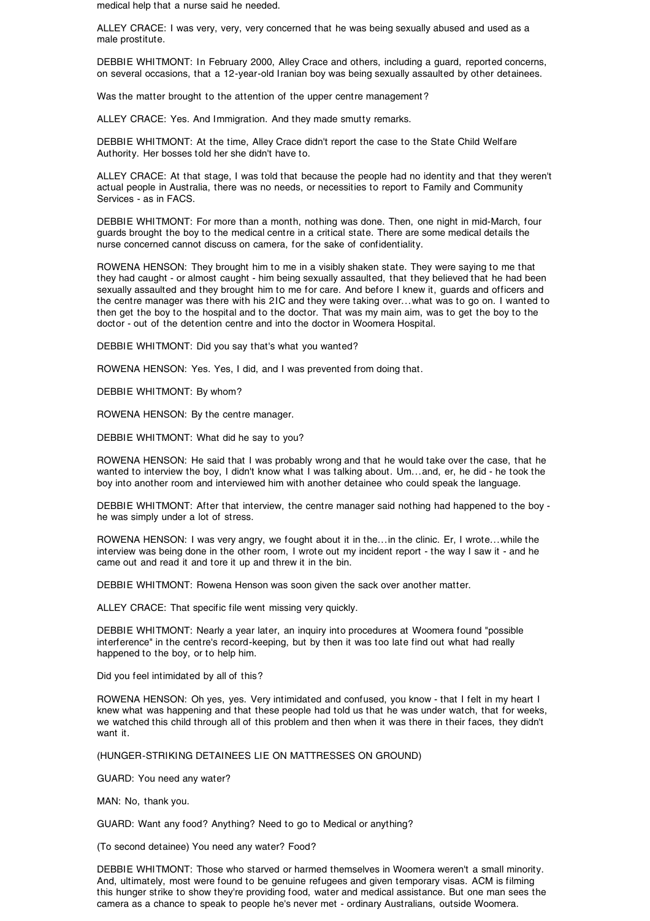medical help that a nurse said he needed.

ALLEY CRACE: I was very, very, very concerned that he was being sexually abused and used as a male prostitute.

DEBBIE WHITMONT: In February 2000, Alley Crace and others, including a guard, reported concerns, on several occasions, that a 12-year-old Iranian boy was being sexually assaulted by other detainees.

Was the matter brought to the attention of the upper centre management?

ALLEY CRACE: Yes. And Immigration. And they made smutty remarks.

DEBBIE WHITMONT: At the time, Alley Crace didn't report the case to the State Child Welfare Authority. Her bosses told her she didn't have to.

ALLEY CRACE: At that stage, I was told that because the people had no identity and that they weren't actual people in Australia, there was no needs, or necessities to report to Family and Community Services - as in FACS.

DEBBIE WHITMONT: For more than a month, nothing was done. Then, one night in mid-March, four guards brought the boy to the medical centre in a critical state. There are some medical details the nurse concerned cannot discuss on camera, for the sake of confidentiality.

ROWENA HENSON: They brought him to me in a visibly shaken state. They were saying to me that they had caught - or almost caught - him being sexually assaulted, that they believed that he had been sexually assaulted and they brought him to me for care. And before I knew it, guards and officers and the centre manager was there with his 2IC and they were taking over...what was to go on. I wanted to then get the boy to the hospital and to the doctor. That was my main aim, was to get the boy to the doctor - out of the detention centre and into the doctor in Woomera Hospital.

DEBBIE WHITMONT: Did you say that's what you wanted?

ROWENA HENSON: Yes. Yes, I did, and I was prevented from doing that.

DEBBIE WHITMONT: By whom?

ROWENA HENSON: By the centre manager.

DEBBIE WHITMONT: What did he say to you?

ROWENA HENSON: He said that I was probably wrong and that he would take over the case, that he wanted to interview the boy, I didn't know what I was talking about. Um...and, er, he did - he took the boy into another room and interviewed him with another detainee who could speak the language.

DEBBIE WHITMONT: After that interview, the centre manager said nothing had happened to the boy - he was simply under a lot of stress.

ROWENA HENSON: I was very angry, we fought about it in the...in the clinic. Er, I wrote...while the interview was being done in the other room, I wrote out my incident report - the way I saw it - and he came out and read it and tore it up and threw it in the bin.

DEBBIE WHITMONT: Rowena Henson was soon given the sack over another matter.

ALLEY CRACE: That specific file went missing very quickly.

DEBBIE WHITMONT: Nearly a year later, an inquiry into procedures at Woomera found "possible interference" in the centre's record-keeping, but by then it was too late find out what had really happened to the boy, or to help him.

Did you feel intimidated by all of this?

ROWENA HENSON: Oh yes, yes. Very intimidated and confused, you know - that I felt in my heart I knew what was happening and that these people had told us that he was under watch, that for weeks, we watched this child through all of this problem and then when it was there in their faces, they didn't want it.

(HUNGER-STRIKING DETAINEES LIE ON MATTRESSES ON GROUND)

GUARD: You need any water?

MAN: No, thank you.

GUARD: Want any food? Anything? Need to go to Medical or anything?

(To second detainee) You need any water? Food?

DEBBIE WHITMONT: Those who starved or harmed themselves in Woomera weren't a small minority. And, ultimately, most were found to be genuine refugees and given temporary visas. ACM is filming this hunger strike to show they're providing food, water and medical assistance. But one man sees the camera as a chance to speak to people he's never met - ordinary Australians, outside Woomera.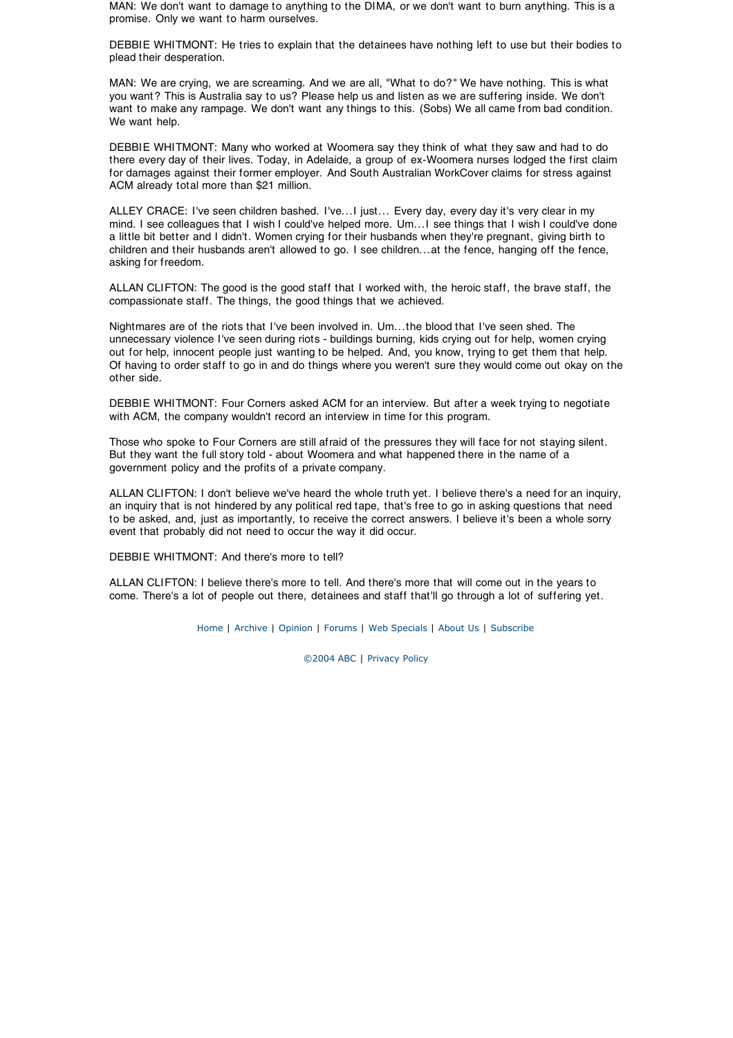MAN: We don't want to damage to anything to the DIMA, or we don't want to burn anything. This is a promise. Only we want to harm ourselves.

DEBBIE WHITMONT: He tries to explain that the detainees have nothing left to use but their bodies to plead their desperation.

MAN: We are crying, we are screaming. And we are all, "What to do?" We have nothing. This is what you want? This is Australia say to us? Please help us and listen as we are suffering inside. We don't want to make any rampage. We don't want any things to this. (Sobs) We all came from bad condition. We want help.

DEBBIE WHITMONT: Many who worked at Woomera say they think of what they saw and had to do there every day of their lives. Today, in Adelaide, a group of ex-Woomera nurses lodged the first claim for damages against their former employer. And South Australian WorkCover claims for stress against ACM already total more than $21 million.

ALLEY CRACE: I've seen children bashed. I've...I just... Every day, every day it's very clear in my mind. I see colleagues that I wish I could've helped more. Um...I see things that I wish I could've done a little bit better and I didn't. Women crying for their husbands when they're pregnant, giving birth to children and their husbands aren't allowed to go. I see children...at the fence, hanging off the fence, asking for freedom.

ALLAN CLIFTON: The good is the good staff that I worked with, the heroic staff, the brave staff, the compassionate staff. The things, the good things that we achieved.

Nightmares are of the riots that I've been involved in. Um...the blood that I've seen shed. The unnecessary violence I've seen during riots - buildings burning, kids crying out for help, women crying out for help, innocent people just wanting to be helped. And, you know, trying to get them that help. Of having to order staff to go in and do things where you weren't sure they would come out okay on the other side.

DEBBIE WHITMONT: Four Corners asked ACM for an interview. But after a week trying to negotiate with ACM, the company wouldn't record an interview in time for this program.

Those who spoke to Four Corners are still afraid of the pressures they will face for not staying silent. But they want the full story told - about Woomera and what happened there in the name of a government policy and the profits of a private company.

ALLAN CLIFTON: I don't believe we've heard the whole truth yet. I believe there's a need for an inquiry, an inquiry that is not hindered by any political red tape, that's free to go in asking questions that need to be asked, and, just as importantly, to receive the correct answers. I believe it's been a whole sorry event that probably did not need to occur the way it did occur.

DEBBIE WHITMONT: And there's more to tell?

ALLAN CLIFTON: I believe there's more to tell. And there's more that will come out in the years to come. There's a lot of people out there, detainees and staff that'll go through a lot of suffering yet.

Home | Archive | Opinion | Forums | Web Specials | About Us | Subscribe

©2004 ABC | Privacy Policy